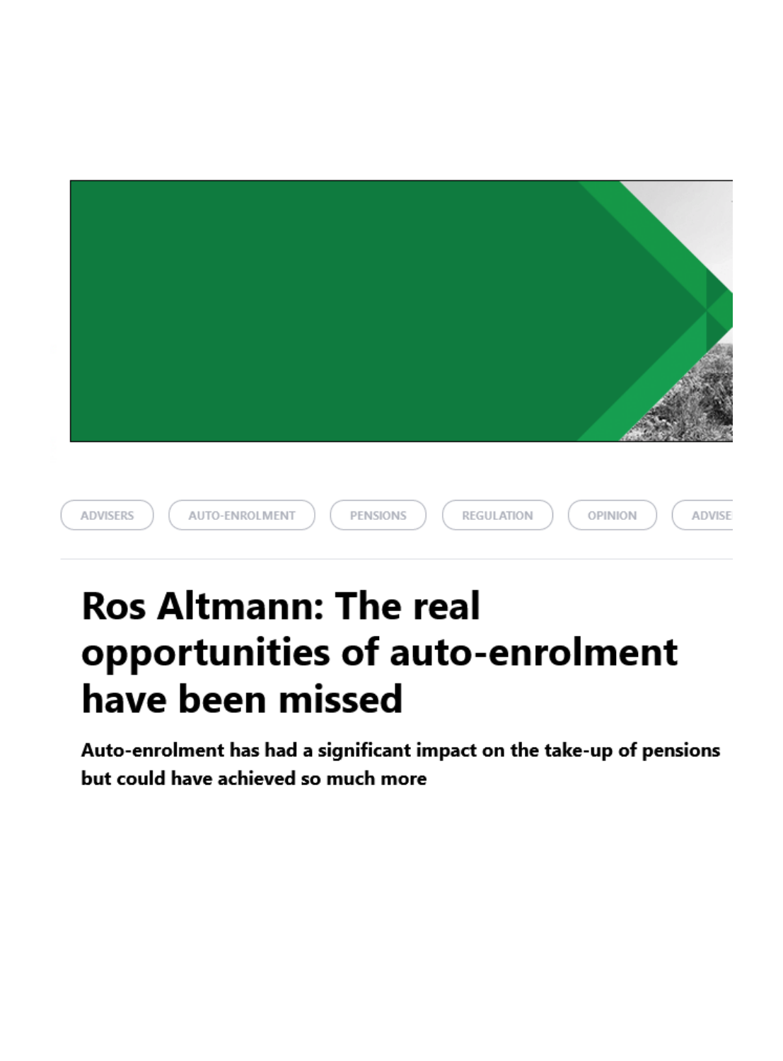ADVISERS | AUTO-ENROLMENT | PENSIONS | REGULATION | OPINION | ADVISE

# Ros Altmann: The real opportunities of auto-enrolment have been missed

**Auto-enrolment has had a significant impact on the take-up of pensions but could have achieved so much more**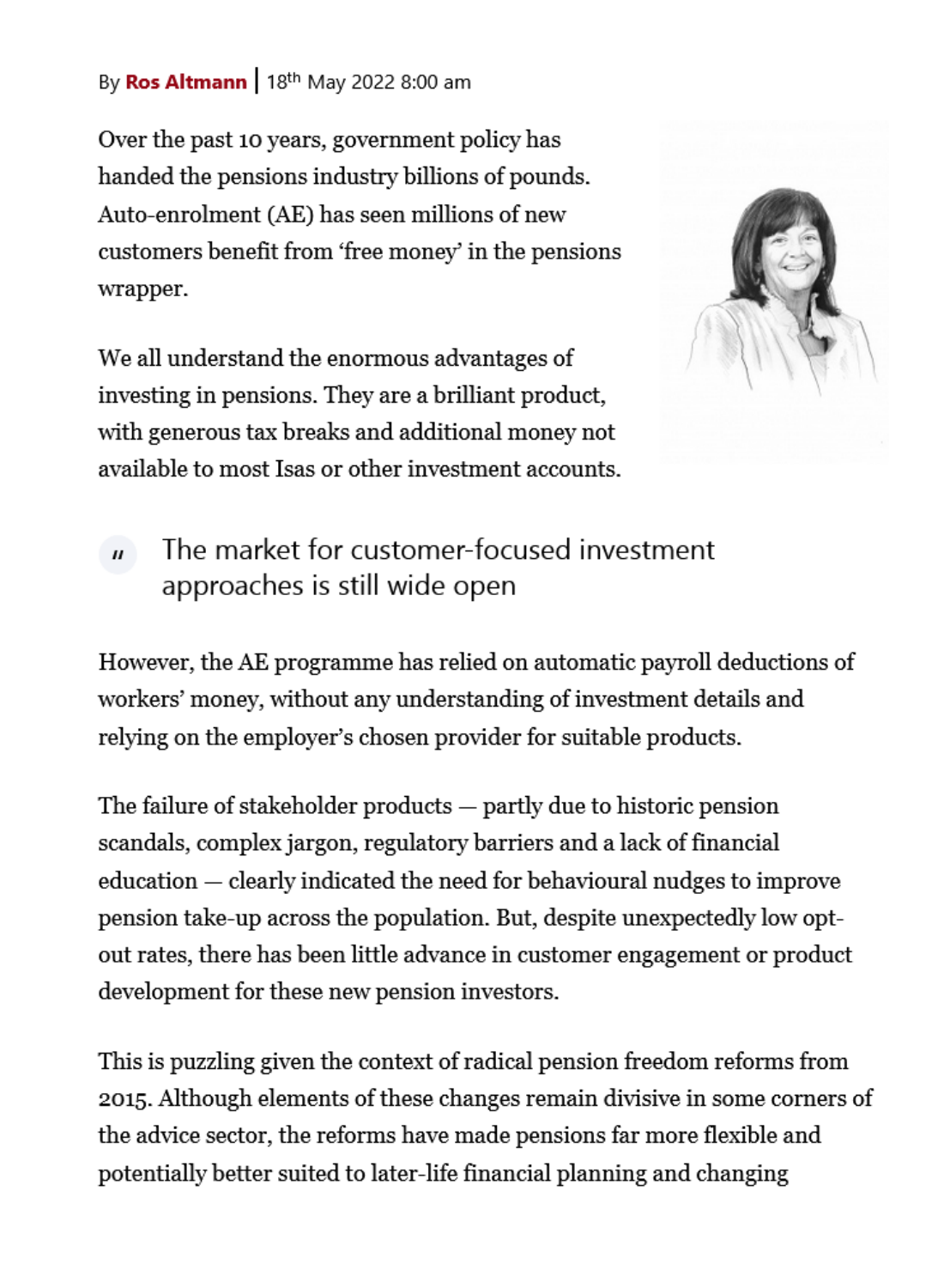By **Ros Altmann** | 18th May 2022 8:00 am

Over the past 10 years, government policy has handed the pensions industry billions of pounds. Auto-enrolment (AE) has seen millions of new customers benefit from 'free money' in the pensions wrapper.

We all understand the enormous advantages of investing in pensions. They are a brilliant product, with generous tax breaks and additional money not available to most Isas or other investment accounts.

> The market for customer-focused investment approaches is still wide open

However, the AE programme has relied on automatic payroll deductions of workers' money, without any understanding of investment details and relying on the employer's chosen provider for suitable products.

The failure of stakeholder products — partly due to historic pension scandals, complex jargon, regulatory barriers and a lack of financial education — clearly indicated the need for behavioural nudges to improve pension take-up across the population. But, despite unexpectedly low opt-out rates, there has been little advance in customer engagement or product development for these new pension investors.

This is puzzling given the context of radical pension freedom reforms from 2015. Although elements of these changes remain divisive in some corners of the advice sector, the reforms have made pensions far more flexible and potentially better suited to later-life financial planning and changing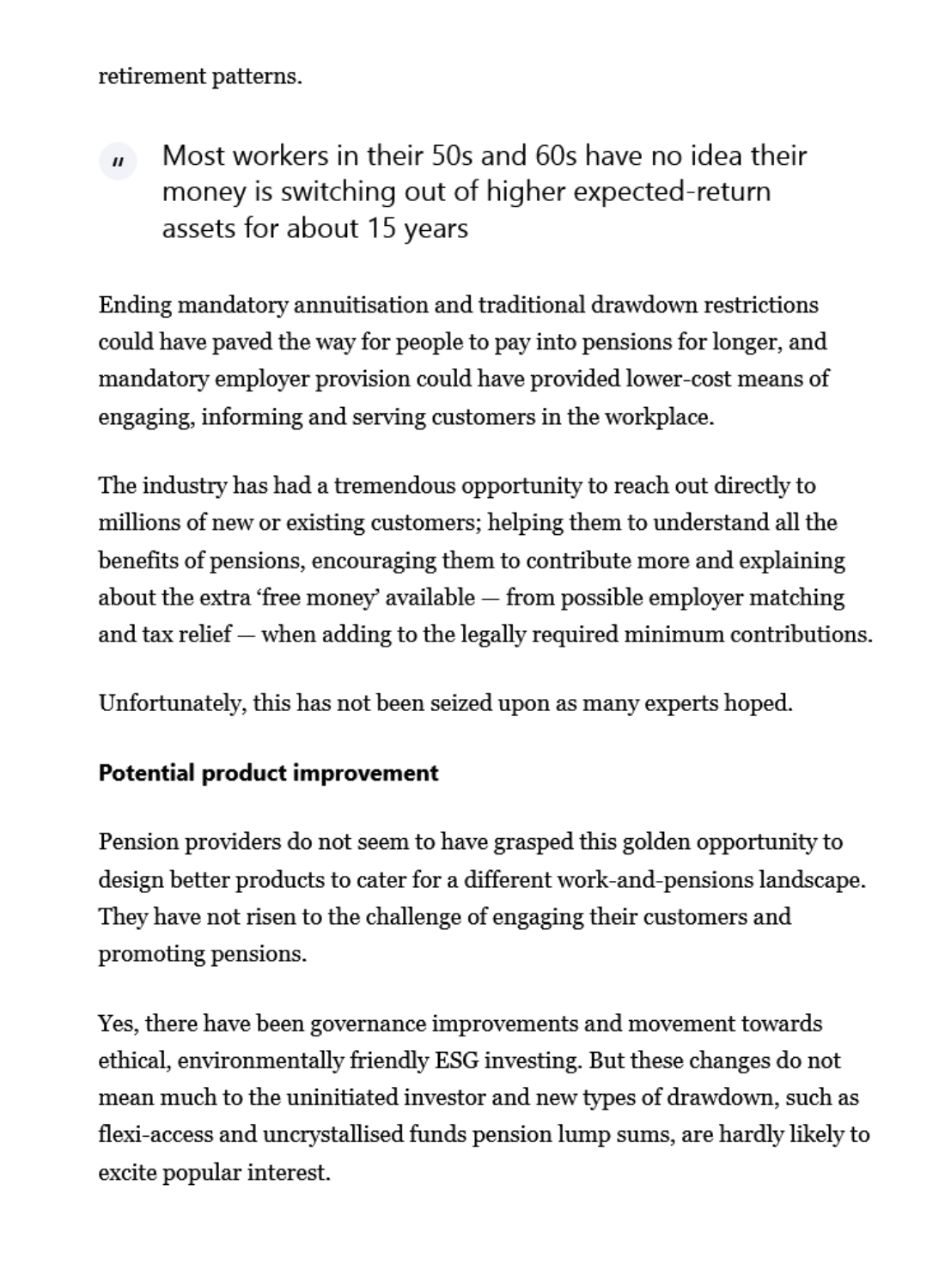retirement patterns.

> Most workers in their 50s and 60s have no idea their money is switching out of higher expected-return assets for about 15 years

Ending mandatory annuitisation and traditional drawdown restrictions could have paved the way for people to pay into pensions for longer, and mandatory employer provision could have provided lower-cost means of engaging, informing and serving customers in the workplace.

The industry has had a tremendous opportunity to reach out directly to millions of new or existing customers; helping them to understand all the benefits of pensions, encouraging them to contribute more and explaining about the extra 'free money' available — from possible employer matching and tax relief — when adding to the legally required minimum contributions.

Unfortunately, this has not been seized upon as many experts hoped.

**Potential product improvement**

Pension providers do not seem to have grasped this golden opportunity to design better products to cater for a different work-and-pensions landscape. They have not risen to the challenge of engaging their customers and promoting pensions.

Yes, there have been governance improvements and movement towards ethical, environmentally friendly ESG investing. But these changes do not mean much to the uninitiated investor and new types of drawdown, such as flexi-access and uncrystallised funds pension lump sums, are hardly likely to excite popular interest.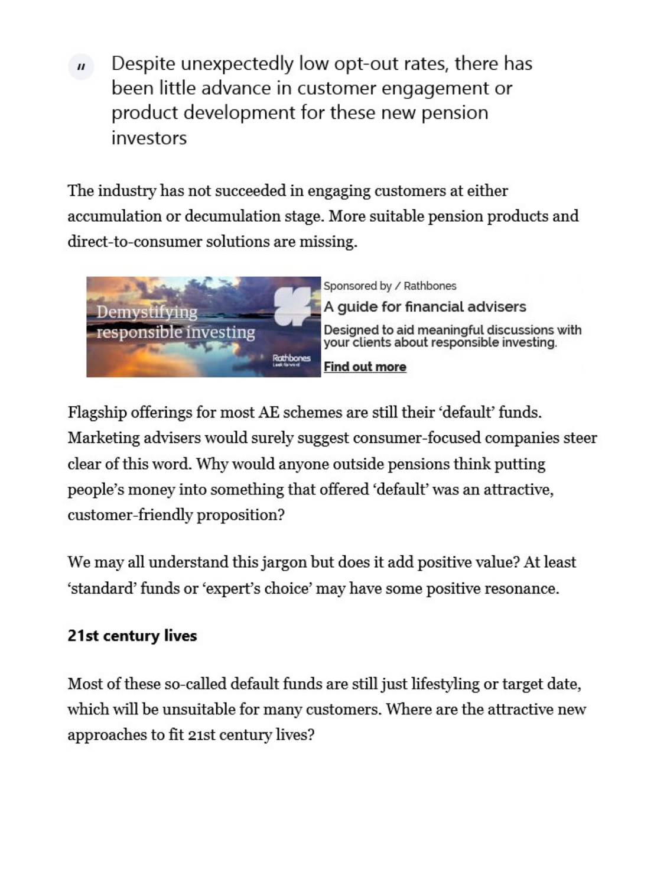> Despite unexpectedly low opt-out rates, there has been little advance in customer engagement or product development for these new pension investors

The industry has not succeeded in engaging customers at either accumulation or decumulation stage. More suitable pension products and direct-to-consumer solutions are missing.

Sponsored by / Rathbones

**A guide for financial advisers**

Designed to aid meaningful discussions with your clients about responsible investing.

Find out more

Flagship offerings for most AE schemes are still their 'default' funds. Marketing advisers would surely suggest consumer-focused companies steer clear of this word. Why would anyone outside pensions think putting people's money into something that offered 'default' was an attractive, customer-friendly proposition?

We may all understand this jargon but does it add positive value? At least 'standard' funds or 'expert's choice' may have some positive resonance.

### 21st century lives

Most of these so-called default funds are still just lifestyling or target date, which will be unsuitable for many customers. Where are the attractive new approaches to fit 21st century lives?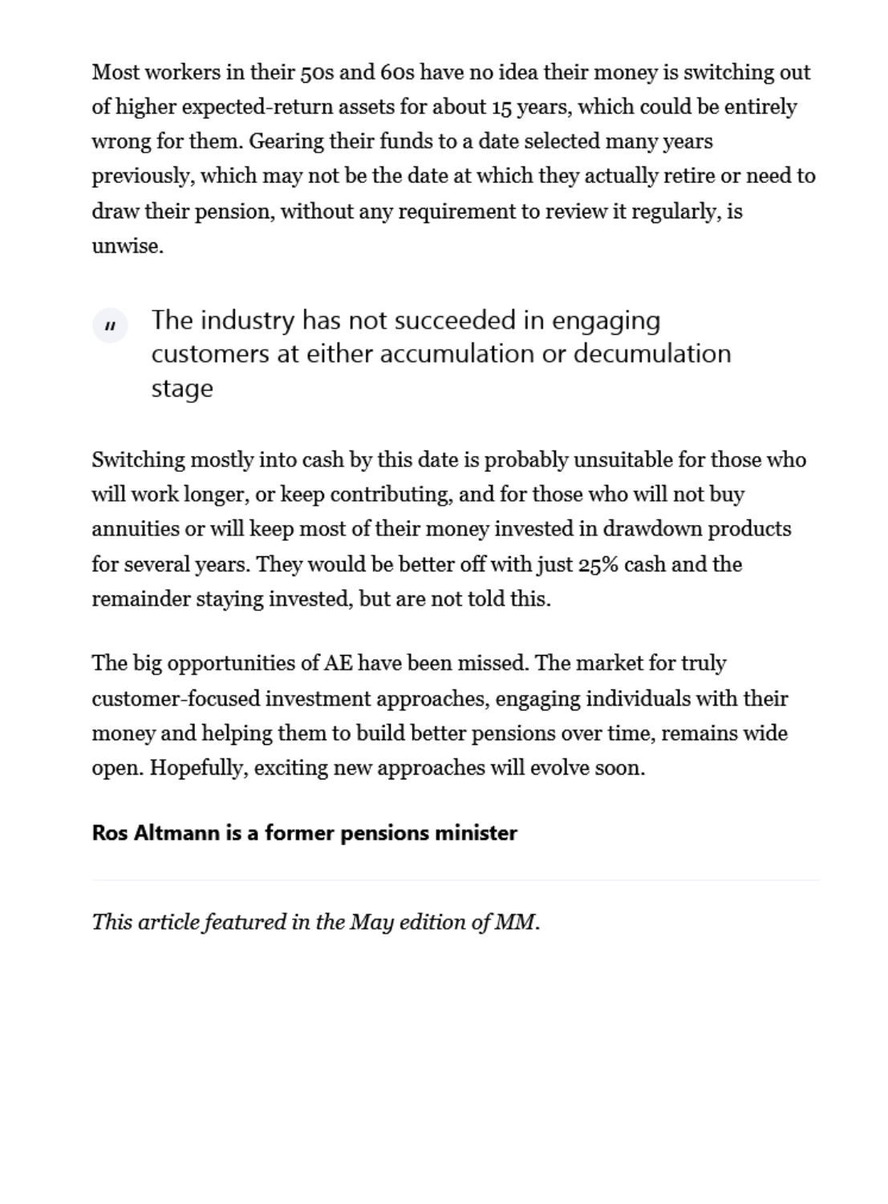Most workers in their 50s and 60s have no idea their money is switching out of higher expected-return assets for about 15 years, which could be entirely wrong for them. Gearing their funds to a date selected many years previously, which may not be the date at which they actually retire or need to draw their pension, without any requirement to review it regularly, is unwise.

> The industry has not succeeded in engaging customers at either accumulation or decumulation stage

Switching mostly into cash by this date is probably unsuitable for those who will work longer, or keep contributing, and for those who will not buy annuities or will keep most of their money invested in drawdown products for several years. They would be better off with just 25% cash and the remainder staying invested, but are not told this.

The big opportunities of AE have been missed. The market for truly customer-focused investment approaches, engaging individuals with their money and helping them to build better pensions over time, remains wide open. Hopefully, exciting new approaches will evolve soon.

**Ros Altmann is a former pensions minister**

---

*This article featured in the May edition of MM.*